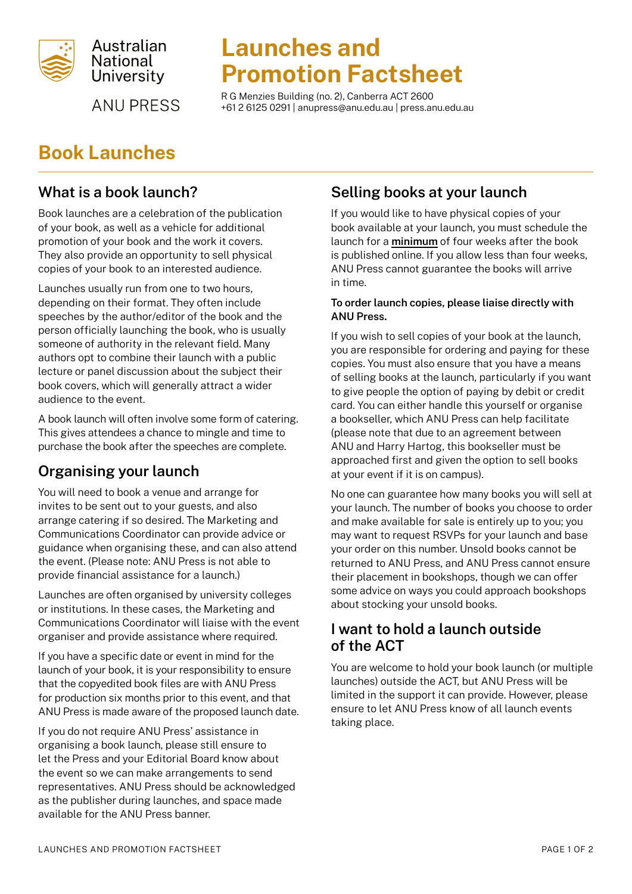Australian National University

ANU PRESS

# Launches and Promotion Factsheet

R G Menzies Building (no. 2), Canberra ACT 2600
+61 2 6125 0291 | anupress@anu.edu.au | press.anu.edu.au

## Book Launches

### What is a book launch?

Book launches are a celebration of the publication of your book, as well as a vehicle for additional promotion of your book and the work it covers. They also provide an opportunity to sell physical copies of your book to an interested audience.

Launches usually run from one to two hours, depending on their format. They often include speeches by the author/editor of the book and the person officially launching the book, who is usually someone of authority in the relevant field. Many authors opt to combine their launch with a public lecture or panel discussion about the subject their book covers, which will generally attract a wider audience to the event.

A book launch will often involve some form of catering. This gives attendees a chance to mingle and time to purchase the book after the speeches are complete.

### Organising your launch

You will need to book a venue and arrange for invites to be sent out to your guests, and also arrange catering if so desired. The Marketing and Communications Coordinator can provide advice or guidance when organising these, and can also attend the event. (Please note: ANU Press is not able to provide financial assistance for a launch.)

Launches are often organised by university colleges or institutions. In these cases, the Marketing and Communications Coordinator will liaise with the event organiser and provide assistance where required.

If you have a specific date or event in mind for the launch of your book, it is your responsibility to ensure that the copyedited book files are with ANU Press for production six months prior to this event, and that ANU Press is made aware of the proposed launch date.

If you do not require ANU Press' assistance in organising a book launch, please still ensure to let the Press and your Editorial Board know about the event so we can make arrangements to send representatives. ANU Press should be acknowledged as the publisher during launches, and space made available for the ANU Press banner.

### Selling books at your launch

If you would like to have physical copies of your book available at your launch, you must schedule the launch for a **minimum** of four weeks after the book is published online. If you allow less than four weeks, ANU Press cannot guarantee the books will arrive in time.

**To order launch copies, please liaise directly with ANU Press.**

If you wish to sell copies of your book at the launch, you are responsible for ordering and paying for these copies. You must also ensure that you have a means of selling books at the launch, particularly if you want to give people the option of paying by debit or credit card. You can either handle this yourself or organise a bookseller, which ANU Press can help facilitate (please note that due to an agreement between ANU and Harry Hartog, this bookseller must be approached first and given the option to sell books at your event if it is on campus).

No one can guarantee how many books you will sell at your launch. The number of books you choose to order and make available for sale is entirely up to you; you may want to request RSVPs for your launch and base your order on this number. Unsold books cannot be returned to ANU Press, and ANU Press cannot ensure their placement in bookshops, though we can offer some advice on ways you could approach bookshops about stocking your unsold books.

### I want to hold a launch outside of the ACT

You are welcome to hold your book launch (or multiple launches) outside the ACT, but ANU Press will be limited in the support it can provide. However, please ensure to let ANU Press know of all launch events taking place.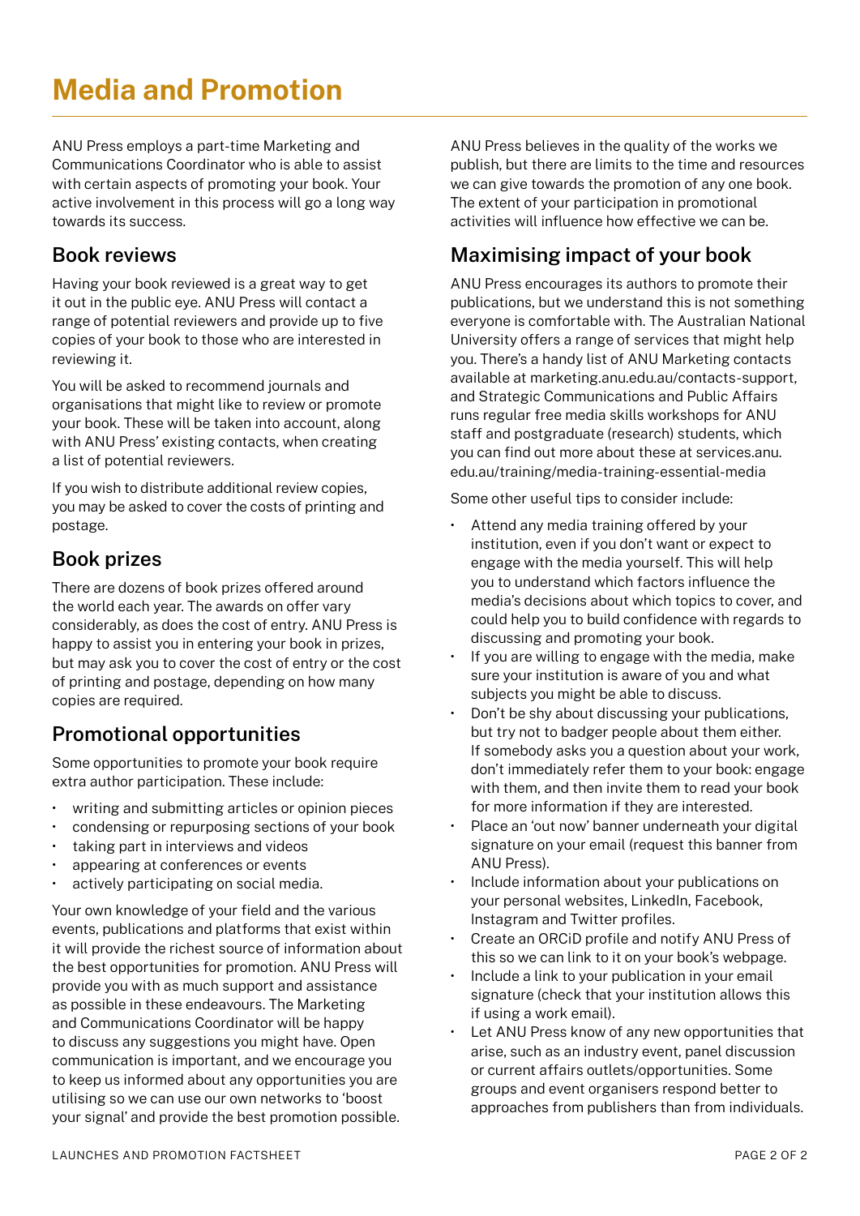# Media and Promotion

ANU Press employs a part-time Marketing and Communications Coordinator who is able to assist with certain aspects of promoting your book. Your active involvement in this process will go a long way towards its success.

## Book reviews

Having your book reviewed is a great way to get it out in the public eye. ANU Press will contact a range of potential reviewers and provide up to five copies of your book to those who are interested in reviewing it.

You will be asked to recommend journals and organisations that might like to review or promote your book. These will be taken into account, along with ANU Press' existing contacts, when creating a list of potential reviewers.

If you wish to distribute additional review copies, you may be asked to cover the costs of printing and postage.

## Book prizes

There are dozens of book prizes offered around the world each year. The awards on offer vary considerably, as does the cost of entry. ANU Press is happy to assist you in entering your book in prizes, but may ask you to cover the cost of entry or the cost of printing and postage, depending on how many copies are required.

## Promotional opportunities

Some opportunities to promote your book require extra author participation. These include:

- writing and submitting articles or opinion pieces
- condensing or repurposing sections of your book
- taking part in interviews and videos
- appearing at conferences or events
- actively participating on social media.

Your own knowledge of your field and the various events, publications and platforms that exist within it will provide the richest source of information about the best opportunities for promotion. ANU Press will provide you with as much support and assistance as possible in these endeavours. The Marketing and Communications Coordinator will be happy to discuss any suggestions you might have. Open communication is important, and we encourage you to keep us informed about any opportunities you are utilising so we can use our own networks to 'boost your signal' and provide the best promotion possible.

ANU Press believes in the quality of the works we publish, but there are limits to the time and resources we can give towards the promotion of any one book. The extent of your participation in promotional activities will influence how effective we can be.

## Maximising impact of your book

ANU Press encourages its authors to promote their publications, but we understand this is not something everyone is comfortable with. The Australian National University offers a range of services that might help you. There's a handy list of ANU Marketing contacts available at marketing.anu.edu.au/contacts-support, and Strategic Communications and Public Affairs runs regular free media skills workshops for ANU staff and postgraduate (research) students, which you can find out more about these at services.anu.edu.au/training/media-training-essential-media

Some other useful tips to consider include:

- Attend any media training offered by your institution, even if you don't want or expect to engage with the media yourself. This will help you to understand which factors influence the media's decisions about which topics to cover, and could help you to build confidence with regards to discussing and promoting your book.
- If you are willing to engage with the media, make sure your institution is aware of you and what subjects you might be able to discuss.
- Don't be shy about discussing your publications, but try not to badger people about them either. If somebody asks you a question about your work, don't immediately refer them to your book: engage with them, and then invite them to read your book for more information if they are interested.
- Place an 'out now' banner underneath your digital signature on your email (request this banner from ANU Press).
- Include information about your publications on your personal websites, LinkedIn, Facebook, Instagram and Twitter profiles.
- Create an ORCiD profile and notify ANU Press of this so we can link to it on your book's webpage.
- Include a link to your publication in your email signature (check that your institution allows this if using a work email).
- Let ANU Press know of any new opportunities that arise, such as an industry event, panel discussion or current affairs outlets/opportunities. Some groups and event organisers respond better to approaches from publishers than from individuals.